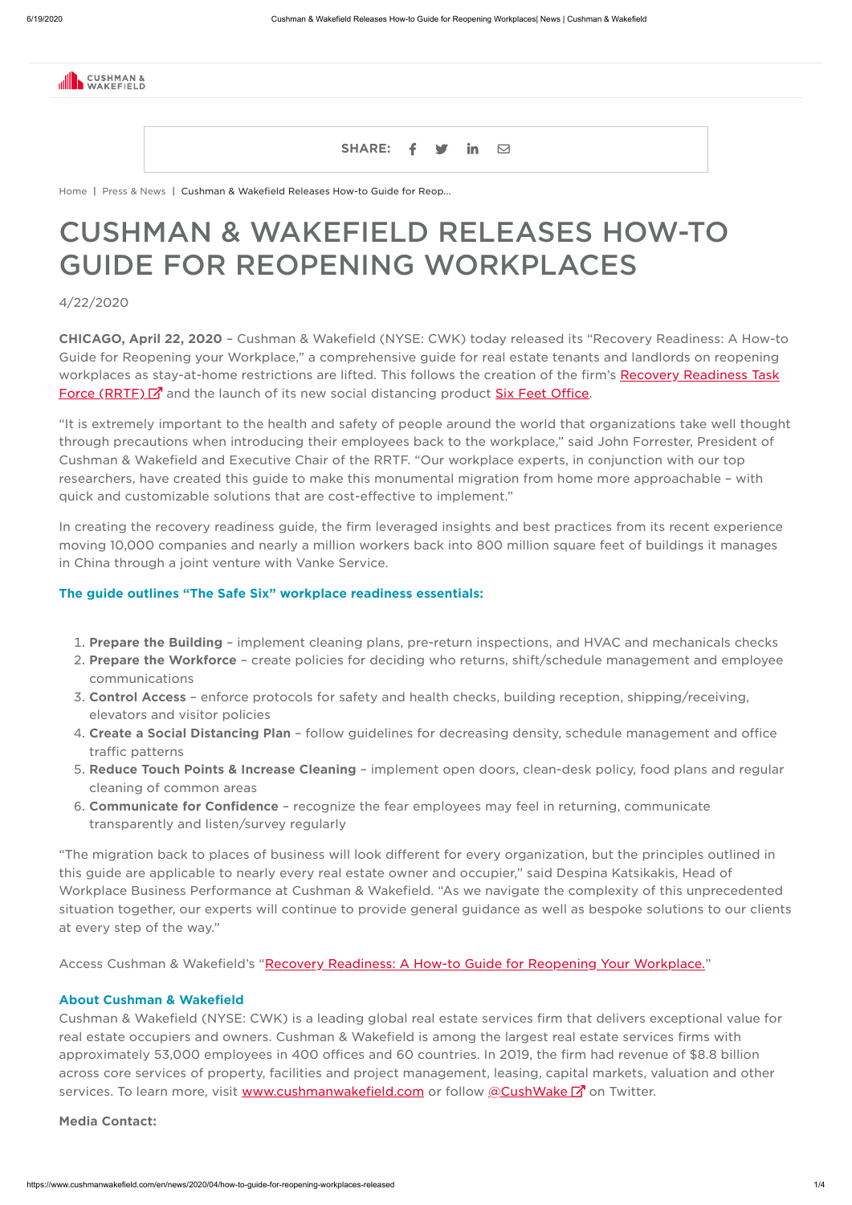CUSHMAN & WAKEFIELD

SHARE:

Home | Press & News | Cushman & Wakefield Releases How-to Guide for Reop...

# CUSHMAN & WAKEFIELD RELEASES HOW-TO GUIDE FOR REOPENING WORKPLACES

4/22/2020

**CHICAGO, April 22, 2020** – Cushman & Wakefield (NYSE: CWK) today released its "Recovery Readiness: A How-to Guide for Reopening your Workplace," a comprehensive guide for real estate tenants and landlords on reopening workplaces as stay-at-home restrictions are lifted. This follows the creation of the firm's Recovery Readiness Task Force (RRTF) and the launch of its new social distancing product Six Feet Office.

"It is extremely important to the health and safety of people around the world that organizations take well thought through precautions when introducing their employees back to the workplace," said John Forrester, President of Cushman & Wakefield and Executive Chair of the RRTF. "Our workplace experts, in conjunction with our top researchers, have created this guide to make this monumental migration from home more approachable – with quick and customizable solutions that are cost-effective to implement."

In creating the recovery readiness guide, the firm leveraged insights and best practices from its recent experience moving 10,000 companies and nearly a million workers back into 800 million square feet of buildings it manages in China through a joint venture with Vanke Service.

### The guide outlines "The Safe Six" workplace readiness essentials:

1. **Prepare the Building** – implement cleaning plans, pre-return inspections, and HVAC and mechanicals checks
2. **Prepare the Workforce** – create policies for deciding who returns, shift/schedule management and employee communications
3. **Control Access** – enforce protocols for safety and health checks, building reception, shipping/receiving, elevators and visitor policies
4. **Create a Social Distancing Plan** – follow guidelines for decreasing density, schedule management and office traffic patterns
5. **Reduce Touch Points & Increase Cleaning** – implement open doors, clean-desk policy, food plans and regular cleaning of common areas
6. **Communicate for Confidence** – recognize the fear employees may feel in returning, communicate transparently and listen/survey regularly

"The migration back to places of business will look different for every organization, but the principles outlined in this guide are applicable to nearly every real estate owner and occupier," said Despina Katsikakis, Head of Workplace Business Performance at Cushman & Wakefield. "As we navigate the complexity of this unprecedented situation together, our experts will continue to provide general guidance as well as bespoke solutions to our clients at every step of the way."

Access Cushman & Wakefield's "Recovery Readiness: A How-to Guide for Reopening Your Workplace."

### About Cushman & Wakefield

Cushman & Wakefield (NYSE: CWK) is a leading global real estate services firm that delivers exceptional value for real estate occupiers and owners. Cushman & Wakefield is among the largest real estate services firms with approximately 53,000 employees in 400 offices and 60 countries. In 2019, the firm had revenue of $8.8 billion across core services of property, facilities and project management, leasing, capital markets, valuation and other services. To learn more, visit www.cushmanwakefield.com or follow @CushWake on Twitter.

**Media Contact:**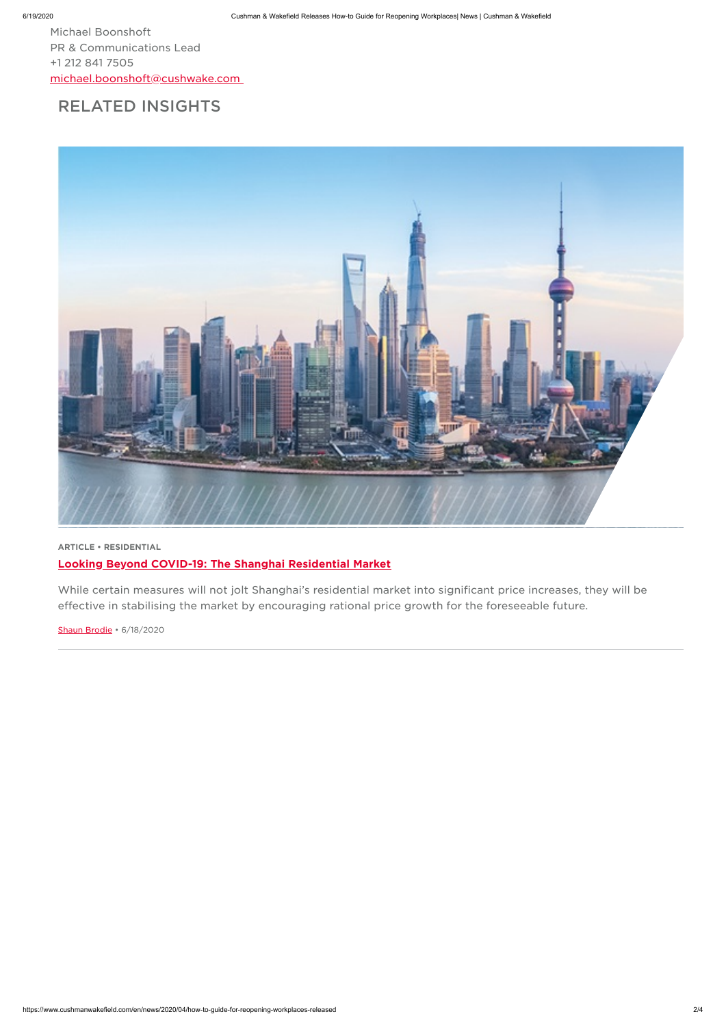Michael Boonshoft
PR & Communications Lead
+1 212 841 7505
michael.boonshoft@cushwake.com

## RELATED INSIGHTS

**ARTICLE • RESIDENTIAL**

**Looking Beyond COVID-19: The Shanghai Residential Market**

While certain measures will not jolt Shanghai's residential market into significant price increases, they will be effective in stabilising the market by encouraging rational price growth for the foreseeable future.

Shaun Brodie • 6/18/2020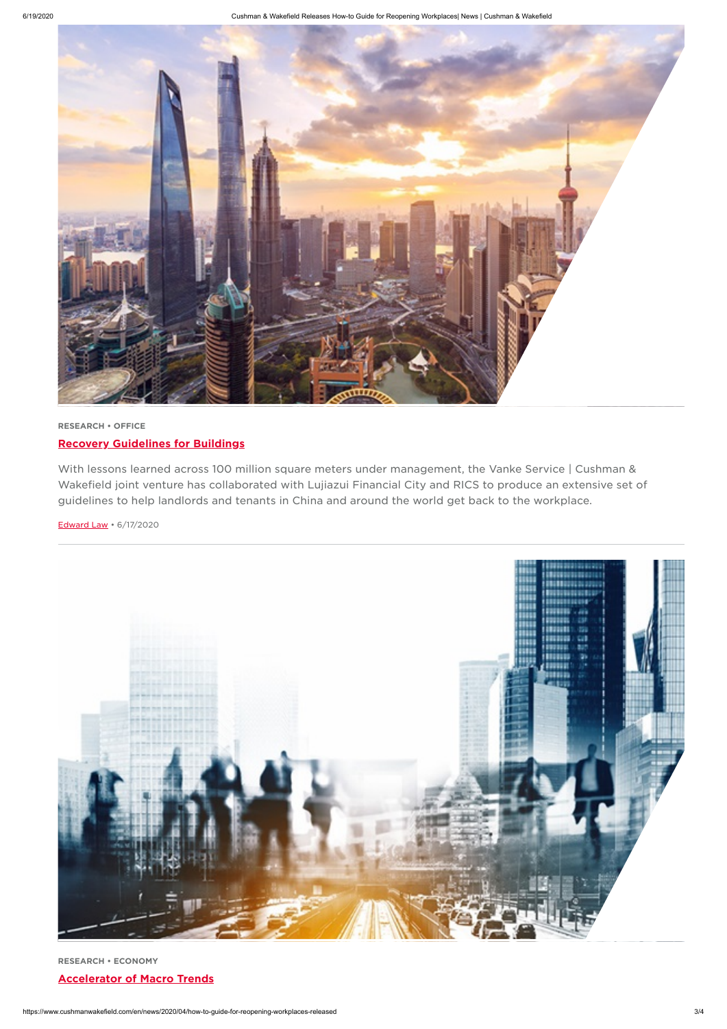RESEARCH • OFFICE

## Recovery Guidelines for Buildings

With lessons learned across 100 million square meters under management, the Vanke Service | Cushman & Wakefield joint venture has collaborated with Lujiazui Financial City and RICS to produce an extensive set of guidelines to help landlords and tenants in China and around the world get back to the workplace.

Edward Law • 6/17/2020

RESEARCH • ECONOMY

## Accelerator of Macro Trends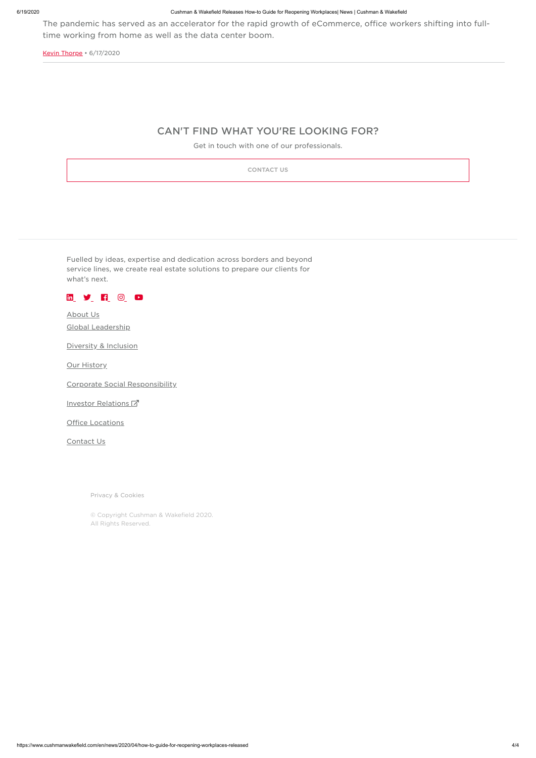The pandemic has served as an accelerator for the rapid growth of eCommerce, office workers shifting into full-time working from home as well as the data center boom.

Kevin Thorpe • 6/17/2020

## CAN'T FIND WHAT YOU'RE LOOKING FOR?

Get in touch with one of our professionals.

CONTACT US

Fuelled by ideas, expertise and dedication across borders and beyond service lines, we create real estate solutions to prepare our clients for what's next.

About Us

Global Leadership

Diversity & Inclusion

Our History

Corporate Social Responsibility

Investor Relations

Office Locations

Contact Us

Privacy & Cookies

© Copyright Cushman & Wakefield 2020.
All Rights Reserved.